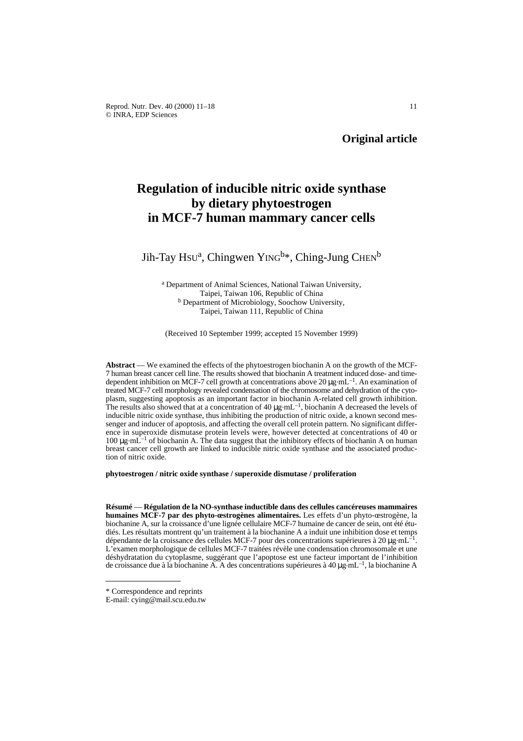**Original article**

# Regulation of inducible nitric oxide synthase by dietary phytoestrogen in MCF-7 human mammary cancer cells

Jih-Tay Hsu[a], Chingwen Ying[b]*, Ching-Jung Chen[b]

[a] Department of Animal Sciences, National Taiwan University, Taipei, Taiwan 106, Republic of China
[b] Department of Microbiology, Soochow University, Taipei, Taiwan 111, Republic of China

(Received 10 September 1999; accepted 15 November 1999)

**Abstract** — We examined the effects of the phytoestrogen biochanin A on the growth of the MCF-7 human breast cancer cell line. The results showed that biochanin A treatment induced dose- and time-dependent inhibition on MCF-7 cell growth at concentrations above 20 $\mu g \cdot mL^{-1}$. An examination of treated MCF-7 cell morphology revealed condensation of the chromosome and dehydration of the cytoplasm, suggesting apoptosis as an important factor in biochanin A-related cell growth inhibition. The results also showed that at a concentration of 40 $\mu g \cdot mL^{-1}$, biochanin A decreased the levels of inducible nitric oxide synthase, thus inhibiting the production of nitric oxide, a known second messenger and inducer of apoptosis, and affecting the overall cell protein pattern. No significant difference in superoxide dismutase protein levels were, however detected at concentrations of 40 or 100 $\mu g \cdot mL^{-1}$ of biochanin A. The data suggest that the inhibitory effects of biochanin A on human breast cancer cell growth are linked to inducible nitric oxide synthase and the associated production of nitric oxide.

**phytoestrogen / nitric oxide synthase / superoxide dismutase / proliferation**

**Résumé** — **Régulation de la NO-synthase inductible dans des cellules cancéreuses mammaires humaines MCF-7 par des phyto-œstrogènes alimentaires.** Les effets d'un phyto-œstrogène, la biochanine A, sur la croissance d'une lignée cellulaire MCF-7 humaine de cancer de sein, ont été étudiés. Les résultats montrent qu'un traitement à la biochanine A a induit une inhibition dose et temps dépendante de la croissance des cellules MCF-7 pour des concentrations supérieures à 20 $\mu g \cdot mL^{-1}$. L'examen morphologique de cellules MCF-7 traitées révèle une condensation chromosomale et une déshydratation du cytoplasme, suggérant que l'apoptose est une facteur important de l'inhibition de croissance due à la biochanine A. A des concentrations supérieures à 40 $\mu g \cdot mL^{-1}$, la biochanine A

---

\* Correspondence and reprints
E-mail: cying@mail.scu.edu.tw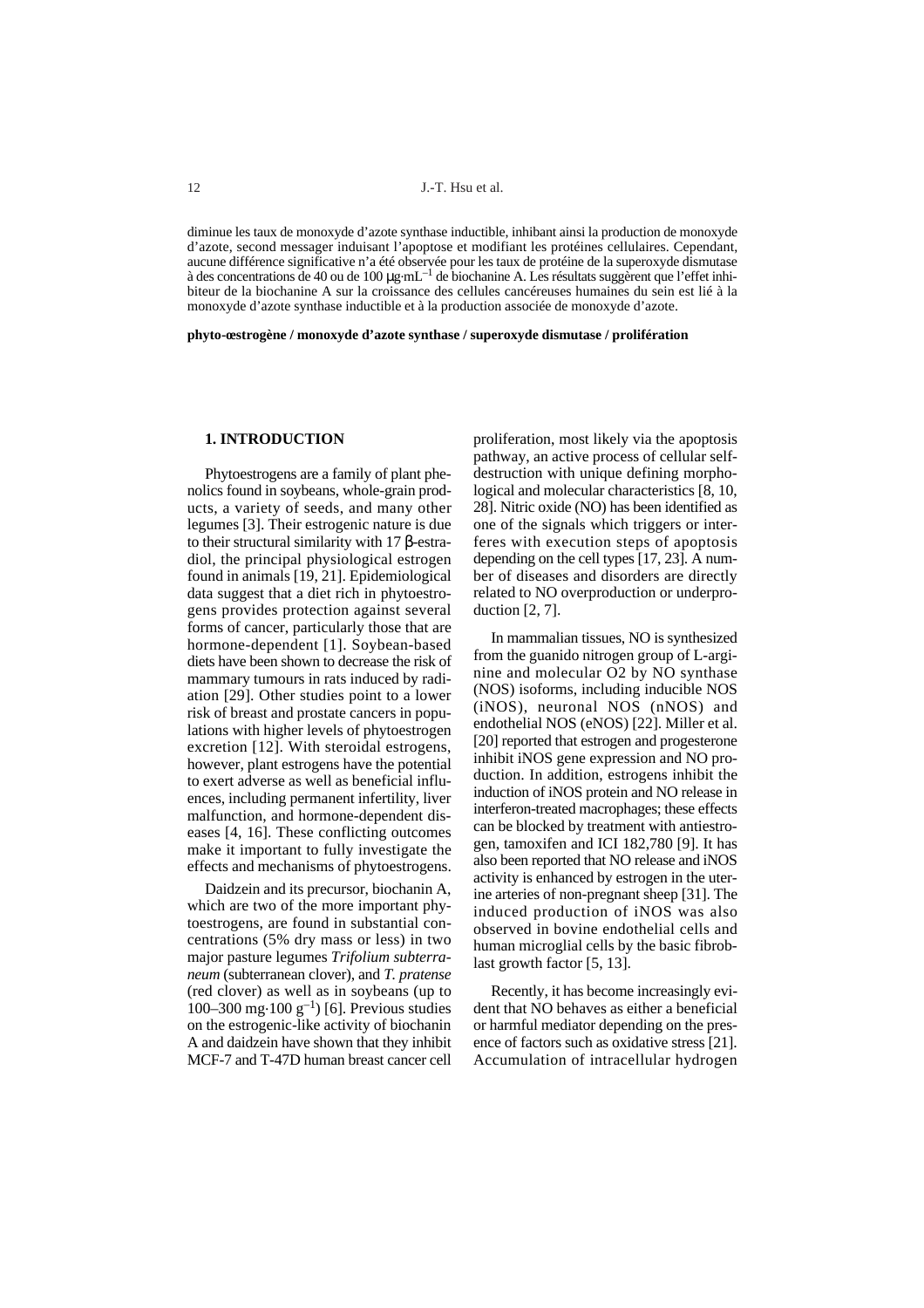diminue les taux de monoxyde d'azote synthase inductible, inhibant ainsi la production de monoxyde d'azote, second messager induisant l'apoptose et modifiant les protéines cellulaires. Cependant, aucune différence significative n'a été observée pour les taux de protéine de la superoxyde dismutase à des concentrations de 40 ou de 100 $\mu g \cdot mL^{-1}$ de biochanine A. Les résultats suggèrent que l'effet inhibiteur de la biochanine A sur la croissance des cellules cancéreuses humaines du sein est lié à la monoxyde d'azote synthase inductible et à la production associée de monoxyde d'azote.

**phyto-œstrogène / monoxyde d'azote synthase / superoxyde dismutase / prolifération**

## 1. INTRODUCTION

Phytoestrogens are a family of plant phenolics found in soybeans, whole-grain products, a variety of seeds, and many other legumes [3]. Their estrogenic nature is due to their structural similarity with 17 β-estradiol, the principal physiological estrogen found in animals [19, 21]. Epidemiological data suggest that a diet rich in phytoestrogens provides protection against several forms of cancer, particularly those that are hormone-dependent [1]. Soybean-based diets have been shown to decrease the risk of mammary tumours in rats induced by radiation [29]. Other studies point to a lower risk of breast and prostate cancers in populations with higher levels of phytoestrogen excretion [12]. With steroidal estrogens, however, plant estrogens have the potential to exert adverse as well as beneficial influences, including permanent infertility, liver malfunction, and hormone-dependent diseases [4, 16]. These conflicting outcomes make it important to fully investigate the effects and mechanisms of phytoestrogens.

Daidzein and its precursor, biochanin A, which are two of the more important phytoestrogens, are found in substantial concentrations (5% dry mass or less) in two major pasture legumes *Trifolium subterraneum* (subterranean clover), and *T. pratense* (red clover) as well as in soybeans (up to 100–300 $mg \cdot 100\ g^{-1}$) [6]. Previous studies on the estrogenic-like activity of biochanin A and daidzein have shown that they inhibit MCF-7 and T-47D human breast cancer cell proliferation, most likely via the apoptosis pathway, an active process of cellular self-destruction with unique defining morphological and molecular characteristics [8, 10, 28]. Nitric oxide (NO) has been identified as one of the signals which triggers or interferes with execution steps of apoptosis depending on the cell types [17, 23]. A number of diseases and disorders are directly related to NO overproduction or underproduction [2, 7].

In mammalian tissues, NO is synthesized from the guanido nitrogen group of L-arginine and molecular O2 by NO synthase (NOS) isoforms, including inducible NOS (iNOS), neuronal NOS (nNOS) and endothelial NOS (eNOS) [22]. Miller et al. [20] reported that estrogen and progesterone inhibit iNOS gene expression and NO production. In addition, estrogens inhibit the induction of iNOS protein and NO release in interferon-treated macrophages; these effects can be blocked by treatment with antiestrogen, tamoxifen and ICI 182,780 [9]. It has also been reported that NO release and iNOS activity is enhanced by estrogen in the uterine arteries of non-pregnant sheep [31]. The induced production of iNOS was also observed in bovine endothelial cells and human microglial cells by the basic fibroblast growth factor [5, 13].

Recently, it has become increasingly evident that NO behaves as either a beneficial or harmful mediator depending on the presence of factors such as oxidative stress [21]. Accumulation of intracellular hydrogen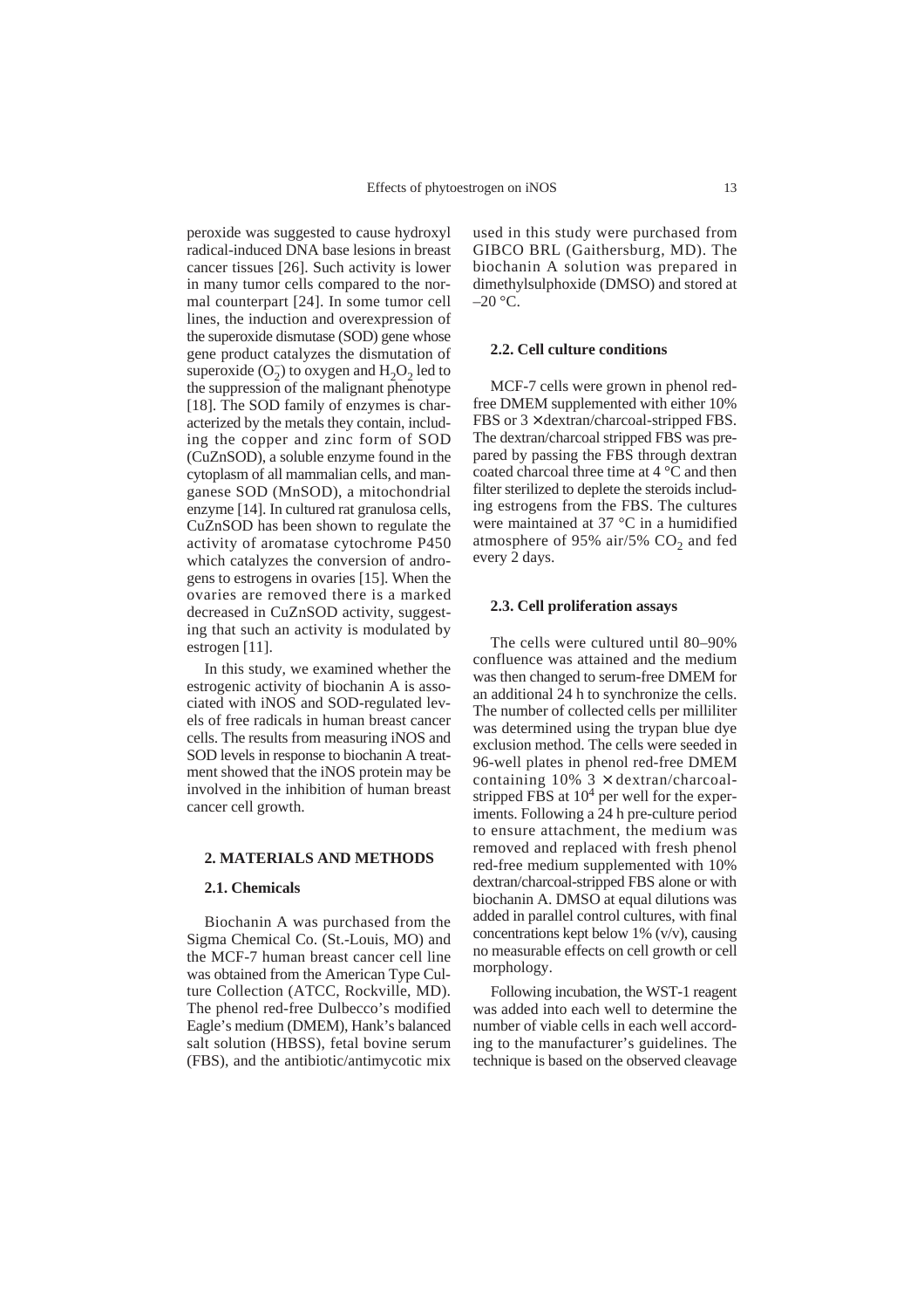peroxide was suggested to cause hydroxyl radical-induced DNA base lesions in breast cancer tissues [26]. Such activity is lower in many tumor cells compared to the normal counterpart [24]. In some tumor cell lines, the induction and overexpression of the superoxide dismutase (SOD) gene whose gene product catalyzes the dismutation of superoxide ($O_2^-$) to oxygen and $H_2O_2$ led to the suppression of the malignant phenotype [18]. The SOD family of enzymes is characterized by the metals they contain, including the copper and zinc form of SOD (CuZnSOD), a soluble enzyme found in the cytoplasm of all mammalian cells, and manganese SOD (MnSOD), a mitochondrial enzyme [14]. In cultured rat granulosa cells, CuZnSOD has been shown to regulate the activity of aromatase cytochrome P450 which catalyzes the conversion of androgens to estrogens in ovaries [15]. When the ovaries are removed there is a marked decreased in CuZnSOD activity, suggesting that such an activity is modulated by estrogen [11].

In this study, we examined whether the estrogenic activity of biochanin A is associated with iNOS and SOD-regulated levels of free radicals in human breast cancer cells. The results from measuring iNOS and SOD levels in response to biochanin A treatment showed that the iNOS protein may be involved in the inhibition of human breast cancer cell growth.

## 2. MATERIALS AND METHODS

### 2.1. Chemicals

Biochanin A was purchased from the Sigma Chemical Co. (St.-Louis, MO) and the MCF-7 human breast cancer cell line was obtained from the American Type Culture Collection (ATCC, Rockville, MD). The phenol red-free Dulbecco's modified Eagle's medium (DMEM), Hank's balanced salt solution (HBSS), fetal bovine serum (FBS), and the antibiotic/antimycotic mix used in this study were purchased from GIBCO BRL (Gaithersburg, MD). The biochanin A solution was prepared in dimethylsulphoxide (DMSO) and stored at –20 °C.

### 2.2. Cell culture conditions

MCF-7 cells were grown in phenol red-free DMEM supplemented with either 10% FBS or 3 × dextran/charcoal-stripped FBS. The dextran/charcoal stripped FBS was prepared by passing the FBS through dextran coated charcoal three time at 4 °C and then filter sterilized to deplete the steroids including estrogens from the FBS. The cultures were maintained at 37 °C in a humidified atmosphere of 95% air/5% $CO_2$ and fed every 2 days.

### 2.3. Cell proliferation assays

The cells were cultured until 80–90% confluence was attained and the medium was then changed to serum-free DMEM for an additional 24 h to synchronize the cells. The number of collected cells per milliliter was determined using the trypan blue dye exclusion method. The cells were seeded in 96-well plates in phenol red-free DMEM containing 10% 3 × dextran/charcoal-stripped FBS at $10^4$ per well for the experiments. Following a 24 h pre-culture period to ensure attachment, the medium was removed and replaced with fresh phenol red-free medium supplemented with 10% dextran/charcoal-stripped FBS alone or with biochanin A. DMSO at equal dilutions was added in parallel control cultures, with final concentrations kept below 1% (v/v), causing no measurable effects on cell growth or cell morphology.

Following incubation, the WST-1 reagent was added into each well to determine the number of viable cells in each well according to the manufacturer's guidelines. The technique is based on the observed cleavage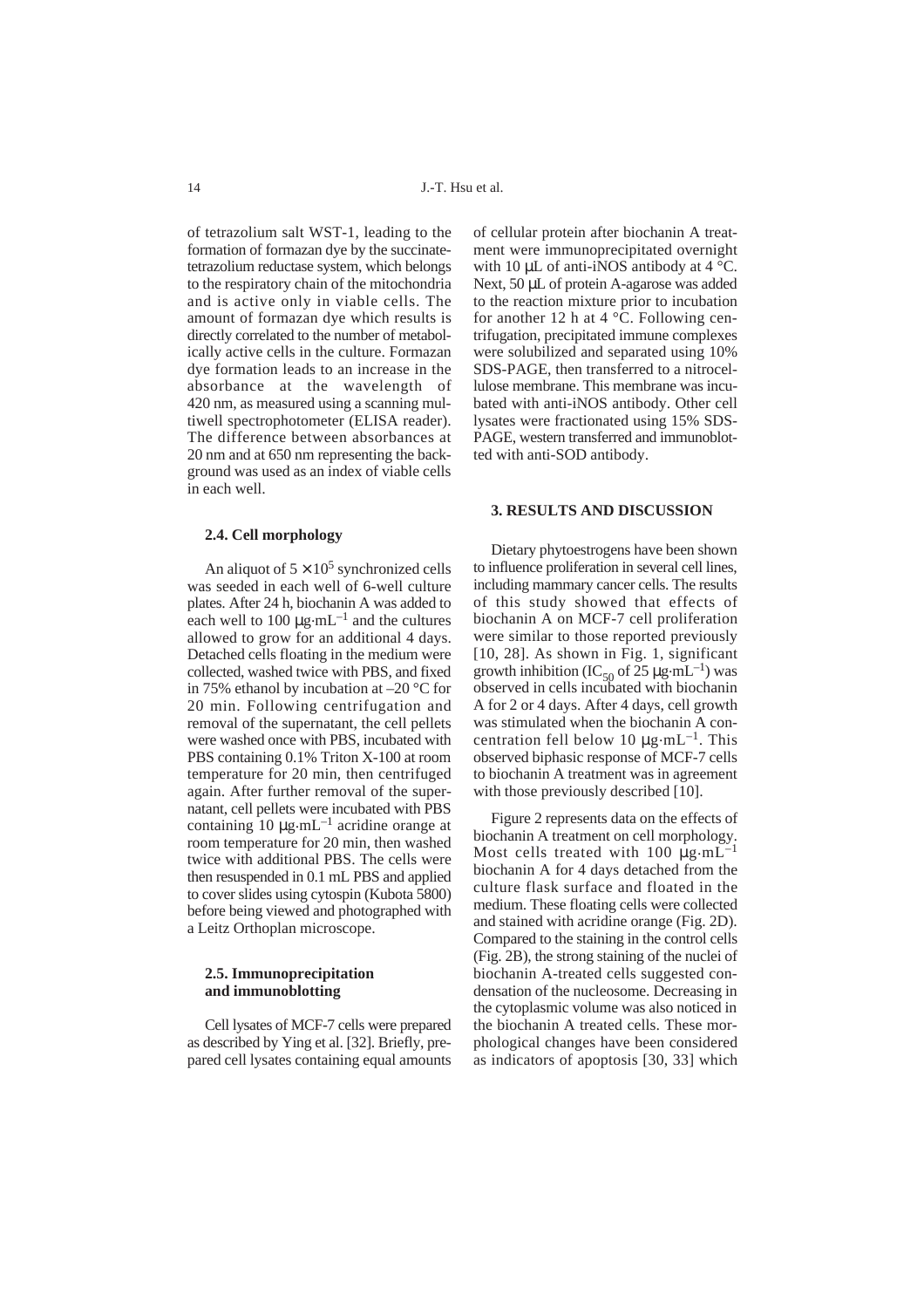of tetrazolium salt WST-1, leading to the formation of formazan dye by the succinate-tetrazolium reductase system, which belongs to the respiratory chain of the mitochondria and is active only in viable cells. The amount of formazan dye which results is directly correlated to the number of metabolically active cells in the culture. Formazan dye formation leads to an increase in the absorbance at the wavelength of 420 nm, as measured using a scanning multiwell spectrophotometer (ELISA reader). The difference between absorbances at 20 nm and at 650 nm representing the background was used as an index of viable cells in each well.

### 2.4. Cell morphology

An aliquot of $5 \times 10^5$ synchronized cells was seeded in each well of 6-well culture plates. After 24 h, biochanin A was added to each well to 100 $\mu g \cdot mL^{-1}$ and the cultures allowed to grow for an additional 4 days. Detached cells floating in the medium were collected, washed twice with PBS, and fixed in 75% ethanol by incubation at –20 °C for 20 min. Following centrifugation and removal of the supernatant, the cell pellets were washed once with PBS, incubated with PBS containing 0.1% Triton X-100 at room temperature for 20 min, then centrifuged again. After further removal of the supernatant, cell pellets were incubated with PBS containing 10 $\mu g \cdot mL^{-1}$ acridine orange at room temperature for 20 min, then washed twice with additional PBS. The cells were then resuspended in 0.1 mL PBS and applied to cover slides using cytospin (Kubota 5800) before being viewed and photographed with a Leitz Orthoplan microscope.

### 2.5. Immunoprecipitation and immunoblotting

Cell lysates of MCF-7 cells were prepared as described by Ying et al. [32]. Briefly, prepared cell lysates containing equal amounts of cellular protein after biochanin A treatment were immunoprecipitated overnight with 10 µL of anti-iNOS antibody at 4 °C. Next, 50 µL of protein A-agarose was added to the reaction mixture prior to incubation for another 12 h at 4 °C. Following centrifugation, precipitated immune complexes were solubilized and separated using 10% SDS-PAGE, then transferred to a nitrocellulose membrane. This membrane was incubated with anti-iNOS antibody. Other cell lysates were fractionated using 15% SDS-PAGE, western transferred and immunoblotted with anti-SOD antibody.

## 3. RESULTS AND DISCUSSION

Dietary phytoestrogens have been shown to influence proliferation in several cell lines, including mammary cancer cells. The results of this study showed that effects of biochanin A on MCF-7 cell proliferation were similar to those reported previously [10, 28]. As shown in Fig. 1, significant growth inhibition ($IC_{50}$ of 25 $\mu g \cdot mL^{-1}$) was observed in cells incubated with biochanin A for 2 or 4 days. After 4 days, cell growth was stimulated when the biochanin A concentration fell below 10 $\mu g \cdot mL^{-1}$. This observed biphasic response of MCF-7 cells to biochanin A treatment was in agreement with those previously described [10].

Figure 2 represents data on the effects of biochanin A treatment on cell morphology. Most cells treated with 100 $\mu g \cdot mL^{-1}$ biochanin A for 4 days detached from the culture flask surface and floated in the medium. These floating cells were collected and stained with acridine orange (Fig. 2D). Compared to the staining in the control cells (Fig. 2B), the strong staining of the nuclei of biochanin A-treated cells suggested condensation of the nucleosome. Decreasing in the cytoplasmic volume was also noticed in the biochanin A treated cells. These morphological changes have been considered as indicators of apoptosis [30, 33] which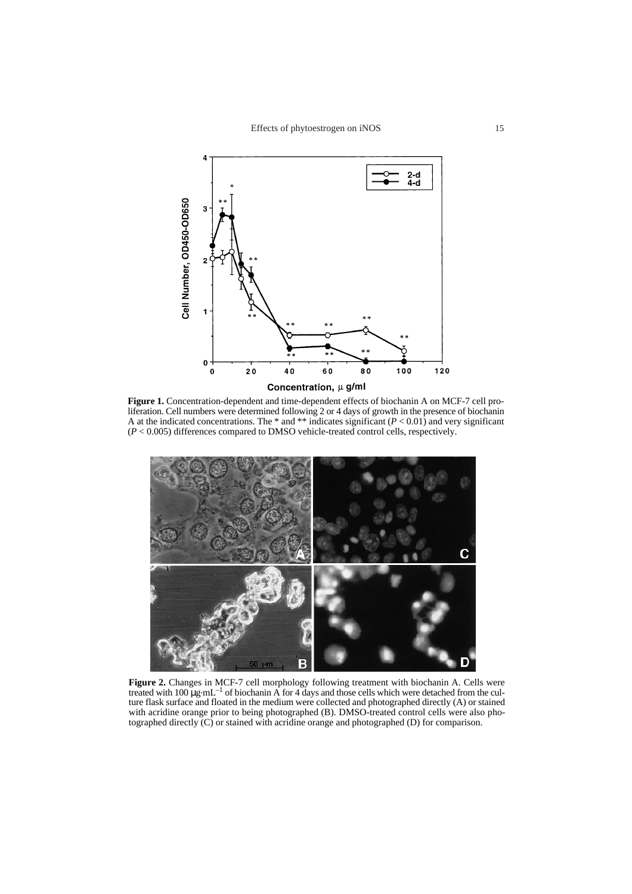**Figure 1.** Concentration-dependent and time-dependent effects of biochanin A on MCF-7 cell proliferation. Cell numbers were determined following 2 or 4 days of growth in the presence of biochanin A at the indicated concentrations. The * and ** indicates significant ($P < 0.01$) and very significant ($P < 0.005$) differences compared to DMSO vehicle-treated control cells, respectively.

**Figure 2.** Changes in MCF-7 cell morphology following treatment with biochanin A. Cells were treated with 100 $\mu g \cdot mL^{-1}$ of biochanin A for 4 days and those cells which were detached from the culture flask surface and floated in the medium were collected and photographed directly (A) or stained with acridine orange prior to being photographed (B). DMSO-treated control cells were also photographed directly (C) or stained with acridine orange and photographed (D) for comparison.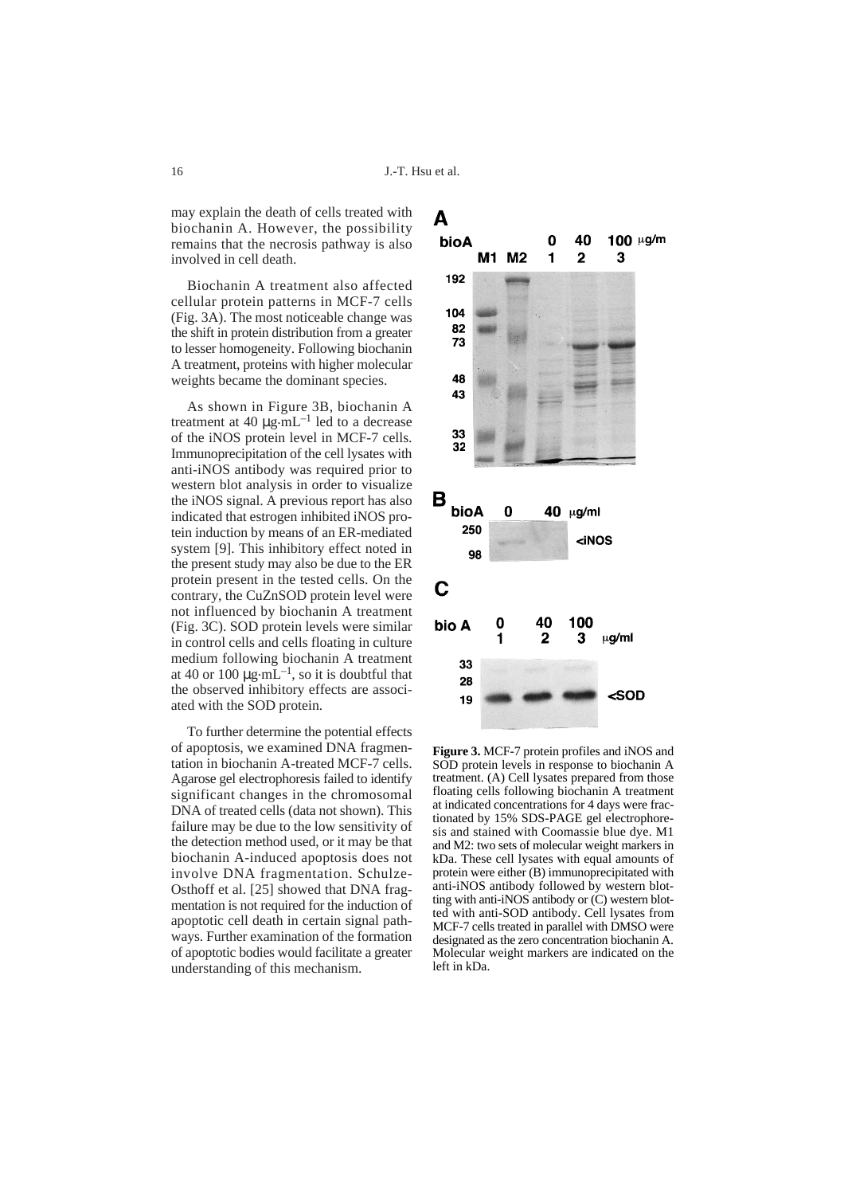may explain the death of cells treated with biochanin A. However, the possibility remains that the necrosis pathway is also involved in cell death.

Biochanin A treatment also affected cellular protein patterns in MCF-7 cells (Fig. 3A). The most noticeable change was the shift in protein distribution from a greater to lesser homogeneity. Following biochanin A treatment, proteins with higher molecular weights became the dominant species.

As shown in Figure 3B, biochanin A treatment at 40 $\mu g \cdot mL^{-1}$ led to a decrease of the iNOS protein level in MCF-7 cells. Immunoprecipitation of the cell lysates with anti-iNOS antibody was required prior to western blot analysis in order to visualize the iNOS signal. A previous report has also indicated that estrogen inhibited iNOS protein induction by means of an ER-mediated system [9]. This inhibitory effect noted in the present study may also be due to the ER protein present in the tested cells. On the contrary, the CuZnSOD protein level were not influenced by biochanin A treatment (Fig. 3C). SOD protein levels were similar in control cells and cells floating in culture medium following biochanin A treatment at 40 or 100 $\mu g \cdot mL^{-1}$, so it is doubtful that the observed inhibitory effects are associated with the SOD protein.

To further determine the potential effects of apoptosis, we examined DNA fragmentation in biochanin A-treated MCF-7 cells. Agarose gel electrophoresis failed to identify significant changes in the chromosomal DNA of treated cells (data not shown). This failure may be due to the low sensitivity of the detection method used, or it may be that biochanin A-induced apoptosis does not involve DNA fragmentation. Schulze-Osthoff et al. [25] showed that DNA fragmentation is not required for the induction of apoptotic cell death in certain signal pathways. Further examination of the formation of apoptotic bodies would facilitate a greater understanding of this mechanism.

**Figure 3.** MCF-7 protein profiles and iNOS and SOD protein levels in response to biochanin A treatment. (A) Cell lysates prepared from those floating cells following biochanin A treatment at indicated concentrations for 4 days were fractionated by 15% SDS-PAGE gel electrophoresis and stained with Coomassie blue dye. M1 and M2: two sets of molecular weight markers in kDa. These cell lysates with equal amounts of protein were either (B) immunoprecipitated with anti-iNOS antibody followed by western blotting with anti-iNOS antibody or (C) western blotted with anti-SOD antibody. Cell lysates from MCF-7 cells treated in parallel with DMSO were designated as the zero concentration biochanin A. Molecular weight markers are indicated on the left in kDa.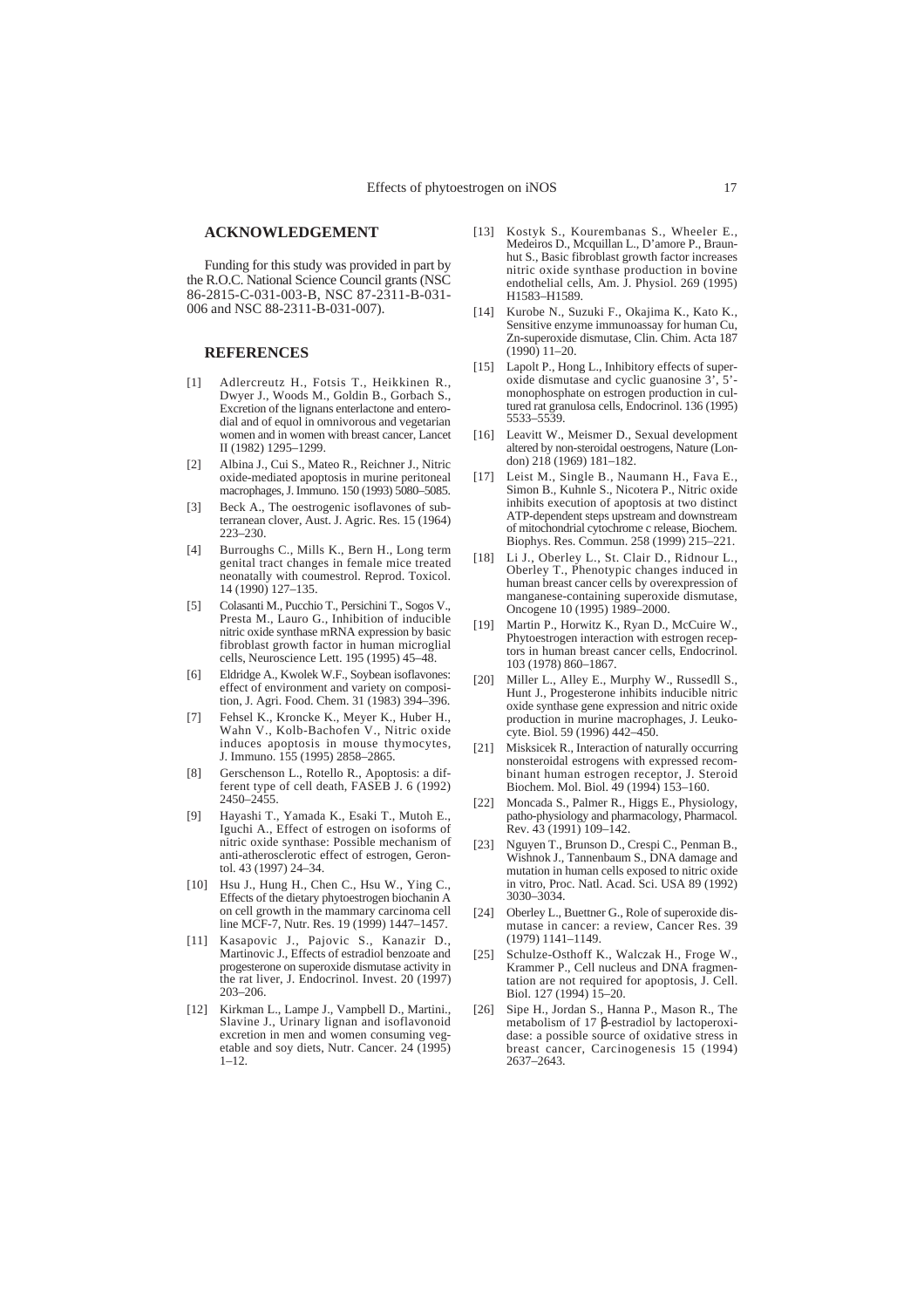## ACKNOWLEDGEMENT

Funding for this study was provided in part by the R.O.C. National Science Council grants (NSC 86-2815-C-031-003-B, NSC 87-2311-B-031-006 and NSC 88-2311-B-031-007).

## REFERENCES

[1] Adlercreutz H., Fotsis T., Heikkinen R., Dwyer J., Woods M., Goldin B., Gorbach S., Excretion of the lignans enterlactone and enterodial and of equol in omnivorous and vegetarian women and in women with breast cancer, Lancet II (1982) 1295–1299.

[2] Albina J., Cui S., Mateo R., Reichner J., Nitric oxide-mediated apoptosis in murine peritoneal macrophages, J. Immuno. 150 (1993) 5080–5085.

[3] Beck A., The oestrogenic isoflavones of subterranean clover, Aust. J. Agric. Res. 15 (1964) 223–230.

[4] Burroughs C., Mills K., Bern H., Long term genital tract changes in female mice treated neonatally with coumestrol. Reprod. Toxicol. 14 (1990) 127–135.

[5] Colasanti M., Pucchio T., Persichini T., Sogos V., Presta M., Lauro G., Inhibition of inducible nitric oxide synthase mRNA expression by basic fibroblast growth factor in human microglial cells, Neuroscience Lett. 195 (1995) 45–48.

[6] Eldridge A., Kwolek W.F., Soybean isoflavones: effect of environment and variety on composition, J. Agri. Food. Chem. 31 (1983) 394–396.

[7] Fehsel K., Kroncke K., Meyer K., Huber H., Wahn V., Kolb-Bachofen V., Nitric oxide induces apoptosis in mouse thymocytes, J. Immuno. 155 (1995) 2858–2865.

[8] Gerschenson L., Rotello R., Apoptosis: a different type of cell death, FASEB J. 6 (1992) 2450–2455.

[9] Hayashi T., Yamada K., Esaki T., Mutoh E., Iguchi A., Effect of estrogen on isoforms of nitric oxide synthase: Possible mechanism of anti-atherosclerotic effect of estrogen, Gerontol. 43 (1997) 24–34.

[10] Hsu J., Hung H., Chen C., Hsu W., Ying C., Effects of the dietary phytoestrogen biochanin A on cell growth in the mammary carcinoma cell line MCF-7, Nutr. Res. 19 (1999) 1447–1457.

[11] Kasapovic J., Pajovic S., Kanazir D., Martinovic J., Effects of estradiol benzoate and progesterone on superoxide dismutase activity in the rat liver, J. Endocrinol. Invest. 20 (1997) 203–206.

[12] Kirkman L., Lampe J., Vampbell D., Martini., Slavine J., Urinary lignan and isoflavonoid excretion in men and women consuming vegetable and soy diets, Nutr. Cancer. 24 (1995) 1–12.

[13] Kostyk S., Kourembanas S., Wheeler E., Medeiros D., Mcquillan L., D'amore P., Braunhut S., Basic fibroblast growth factor increases nitric oxide synthase production in bovine endothelial cells, Am. J. Physiol. 269 (1995) H1583–H1589.

[14] Kurobe N., Suzuki F., Okajima K., Kato K., Sensitive enzyme immunoassay for human Cu, Zn-superoxide dismutase, Clin. Chim. Acta 187 (1990) 11–20.

[15] Lapolt P., Hong L., Inhibitory effects of superoxide dismutase and cyclic guanosine 3', 5'-monophosphate on estrogen production in cultured rat granulosa cells, Endocrinol. 136 (1995) 5533–5539.

[16] Leavitt W., Meismer D., Sexual development altered by non-steroidal oestrogens, Nature (London) 218 (1969) 181–182.

[17] Leist M., Single B., Naumann H., Fava E., Simon B., Kuhnle S., Nicotera P., Nitric oxide inhibits execution of apoptosis at two distinct ATP-dependent steps upstream and downstream of mitochondrial cytochrome c release, Biochem. Biophys. Res. Commun. 258 (1999) 215–221.

[18] Li J., Oberley L., St. Clair D., Ridnour L., Oberley T., Phenotypic changes induced in human breast cancer cells by overexpression of manganese-containing superoxide dismutase, Oncogene 10 (1995) 1989–2000.

[19] Martin P., Horwitz K., Ryan D., McCuire W., Phytoestrogen interaction with estrogen receptors in human breast cancer cells, Endocrinol. 103 (1978) 860–1867.

[20] Miller L., Alley E., Murphy W., Russedll S., Hunt J., Progesterone inhibits inducible nitric oxide synthase gene expression and nitric oxide production in murine macrophages, J. Leukocyte. Biol. 59 (1996) 442–450.

[21] Misksicek R., Interaction of naturally occurring nonsteroidal estrogens with expressed recombinant human estrogen receptor, J. Steroid Biochem. Mol. Biol. 49 (1994) 153–160.

[22] Moncada S., Palmer R., Higgs E., Physiology, patho-physiology and pharmacology, Pharmacol. Rev. 43 (1991) 109–142.

[23] Nguyen T., Brunson D., Crespi C., Penman B., Wishnok J., Tannenbaum S., DNA damage and mutation in human cells exposed to nitric oxide in vitro, Proc. Natl. Acad. Sci. USA 89 (1992) 3030–3034.

[24] Oberley L., Buettner G., Role of superoxide dismutase in cancer: a review, Cancer Res. 39 (1979) 1141–1149.

[25] Schulze-Osthoff K., Walczak H., Froge W., Krammer P., Cell nucleus and DNA fragmentation are not required for apoptosis, J. Cell. Biol. 127 (1994) 15–20.

[26] Sipe H., Jordan S., Hanna P., Mason R., The metabolism of 17 β-estradiol by lactoperoxidase: a possible source of oxidative stress in breast cancer, Carcinogenesis 15 (1994) 2637–2643.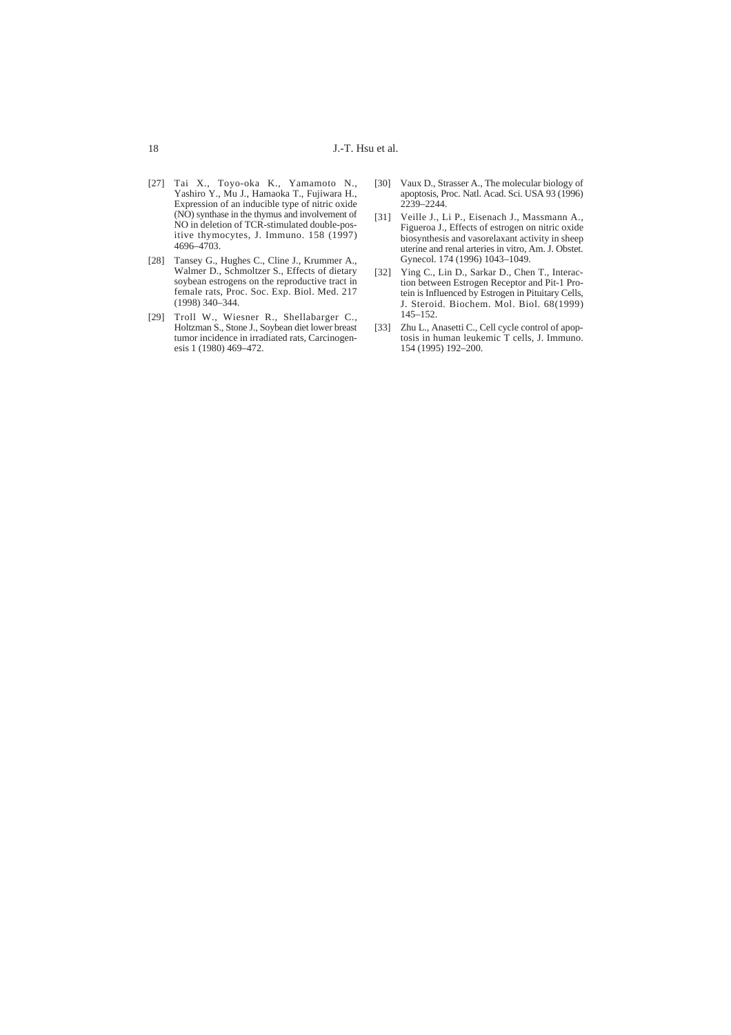[27] Tai X., Toyo-oka K., Yamamoto N., Yashiro Y., Mu J., Hamaoka T., Fujiwara H., Expression of an inducible type of nitric oxide (NO) synthase in the thymus and involvement of NO in deletion of TCR-stimulated double-positive thymocytes, J. Immuno. 158 (1997) 4696–4703.

[28] Tansey G., Hughes C., Cline J., Krummer A., Walmer D., Schmoltzer S., Effects of dietary soybean estrogens on the reproductive tract in female rats, Proc. Soc. Exp. Biol. Med. 217 (1998) 340–344.

[29] Troll W., Wiesner R., Shellabarger C., Holtzman S., Stone J., Soybean diet lower breast tumor incidence in irradiated rats, Carcinogenesis 1 (1980) 469–472.

[30] Vaux D., Strasser A., The molecular biology of apoptosis, Proc. Natl. Acad. Sci. USA 93 (1996) 2239–2244.

[31] Veille J., Li P., Eisenach J., Massmann A., Figueroa J., Effects of estrogen on nitric oxide biosynthesis and vasorelaxant activity in sheep uterine and renal arteries in vitro, Am. J. Obstet. Gynecol. 174 (1996) 1043–1049.

[32] Ying C., Lin D., Sarkar D., Chen T., Interaction between Estrogen Receptor and Pit-1 Protein is Influenced by Estrogen in Pituitary Cells, J. Steroid. Biochem. Mol. Biol. 68(1999) 145–152.

[33] Zhu L., Anasetti C., Cell cycle control of apoptosis in human leukemic T cells, J. Immuno. 154 (1995) 192–200.